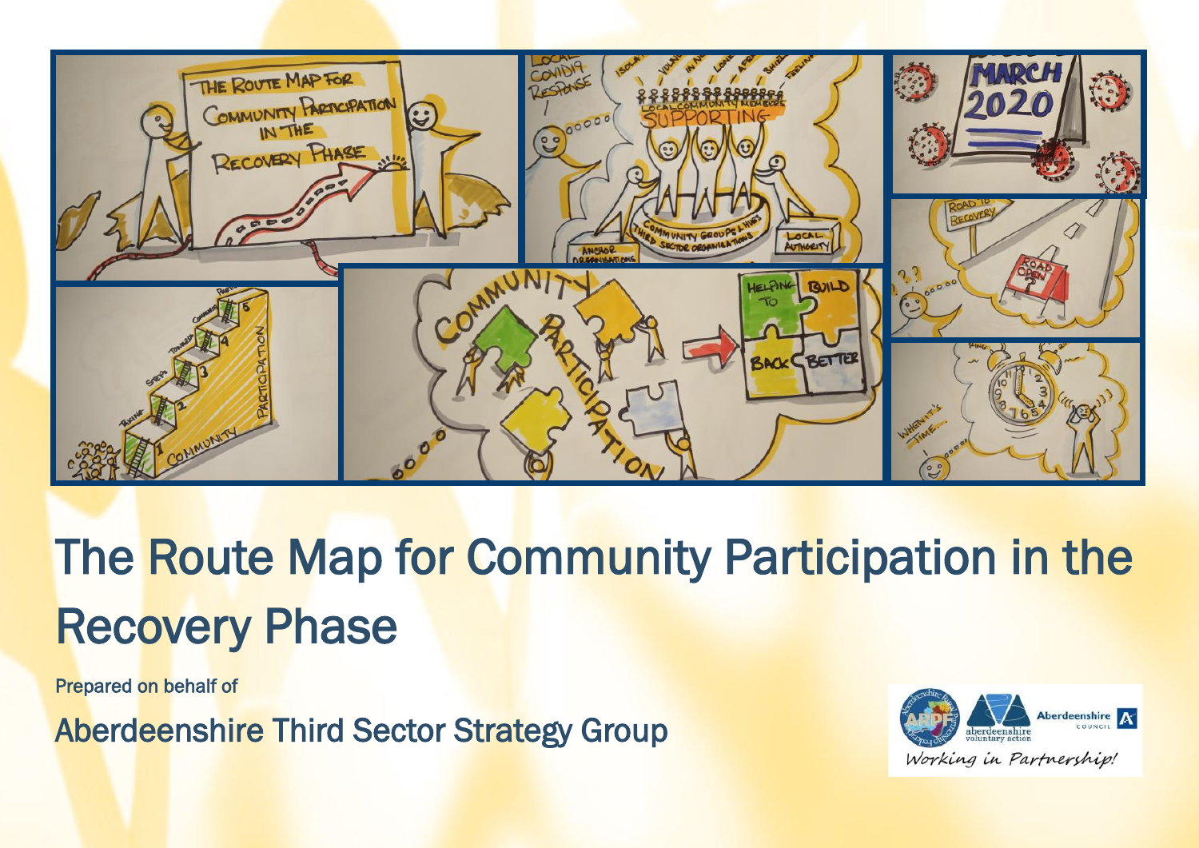# The Route Map for Community Participation in the Recovery Phase

Prepared on behalf of

## Aberdeenshire Third Sector Strategy Group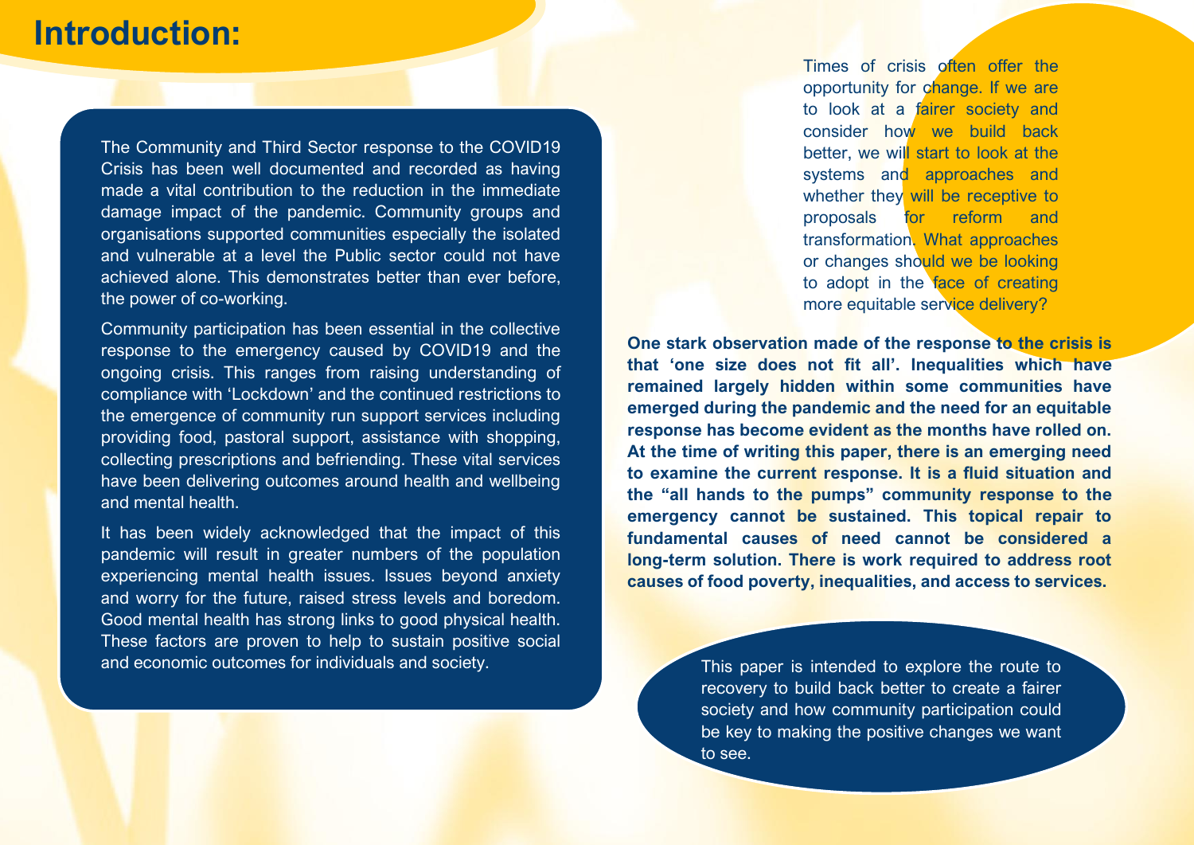# Introduction:

The Community and Third Sector response to the COVID19 Crisis has been well documented and recorded as having made a vital contribution to the reduction in the immediate damage impact of the pandemic. Community groups and organisations supported communities especially the isolated and vulnerable at a level the Public sector could not have achieved alone. This demonstrates better than ever before, the power of co-working.

Community participation has been essential in the collective response to the emergency caused by COVID19 and the ongoing crisis. This ranges from raising understanding of compliance with 'Lockdown' and the continued restrictions to the emergence of community run support services including providing food, pastoral support, assistance with shopping, collecting prescriptions and befriending. These vital services have been delivering outcomes around health and wellbeing and mental health.

It has been widely acknowledged that the impact of this pandemic will result in greater numbers of the population experiencing mental health issues. Issues beyond anxiety and worry for the future, raised stress levels and boredom. Good mental health has strong links to good physical health. These factors are proven to help to sustain positive social and economic outcomes for individuals and society.

Times of crisis often offer the opportunity for change. If we are to look at a fairer society and consider how we build back better, we will start to look at the systems and approaches and whether they will be receptive to proposals for reform and transformation. What approaches or changes should we be looking to adopt in the face of creating more equitable service delivery?

**One stark observation made of the response to the crisis is that 'one size does not fit all'. Inequalities which have remained largely hidden within some communities have emerged during the pandemic and the need for an equitable response has become evident as the months have rolled on. At the time of writing this paper, there is an emerging need to examine the current response. It is a fluid situation and the "all hands to the pumps" community response to the emergency cannot be sustained. This topical repair to fundamental causes of need cannot be considered a long-term solution. There is work required to address root causes of food poverty, inequalities, and access to services.**

This paper is intended to explore the route to recovery to build back better to create a fairer society and how community participation could be key to making the positive changes we want to see.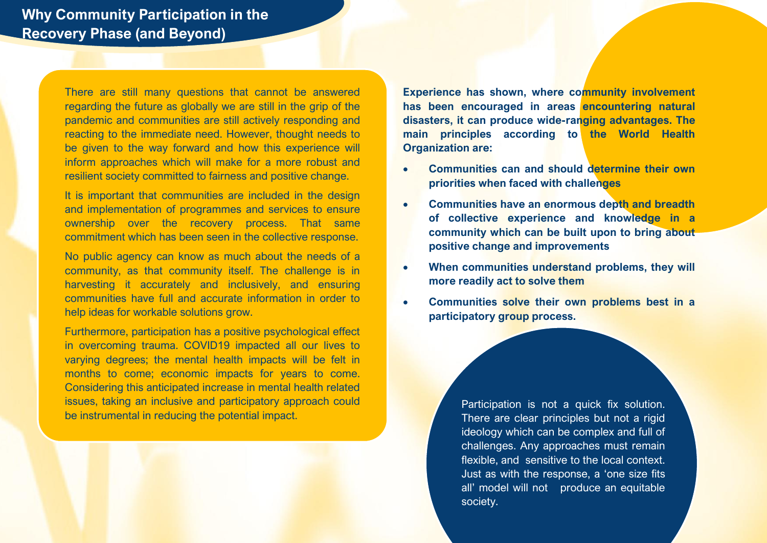## Why Community Participation in the Recovery Phase (and Beyond)

There are still many questions that cannot be answered regarding the future as globally we are still in the grip of the pandemic and communities are still actively responding and reacting to the immediate need. However, thought needs to be given to the way forward and how this experience will inform approaches which will make for a more robust and resilient society committed to fairness and positive change.

It is important that communities are included in the design and implementation of programmes and services to ensure ownership over the recovery process. That same commitment which has been seen in the collective response.

No public agency can know as much about the needs of a community, as that community itself. The challenge is in harvesting it accurately and inclusively, and ensuring communities have full and accurate information in order to help ideas for workable solutions grow.

Furthermore, participation has a positive psychological effect in overcoming trauma. COVID19 impacted all our lives to varying degrees; the mental health impacts will be felt in months to come; economic impacts for years to come. Considering this anticipated increase in mental health related issues, taking an inclusive and participatory approach could be instrumental in reducing the potential impact.

**Experience has shown, where community involvement has been encouraged in areas encountering natural disasters, it can produce wide-ranging advantages. The main principles according to the World Health Organization are:**

- **Communities can and should determine their own priorities when faced with challenges**
- **Communities have an enormous depth and breadth of collective experience and knowledge in a community which can be built upon to bring about positive change and improvements**
- **When communities understand problems, they will more readily act to solve them**
- **Communities solve their own problems best in a participatory group process.**

Participation is not a quick fix solution. There are clear principles but not a rigid ideology which can be complex and full of challenges. Any approaches must remain flexible, and sensitive to the local context. Just as with the response, a 'one size fits all' model will not produce an equitable society.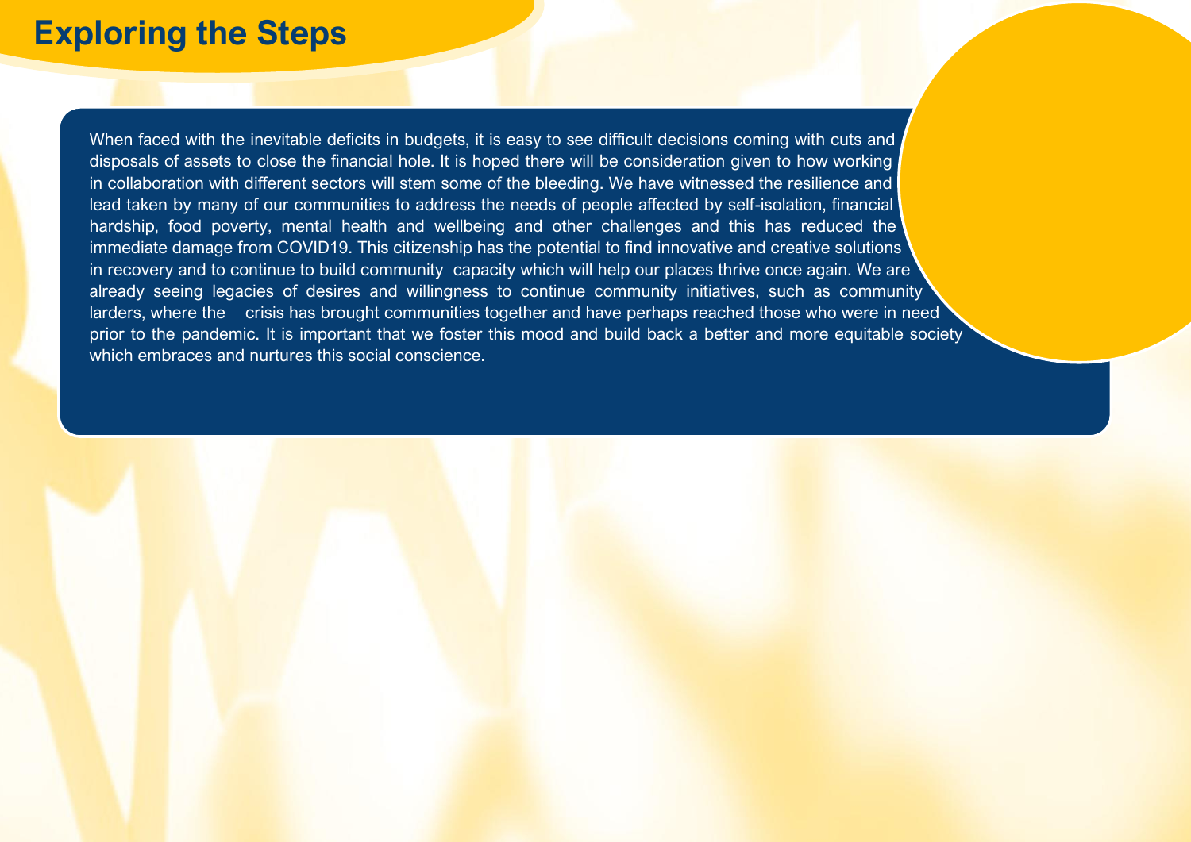# Exploring the Steps

When faced with the inevitable deficits in budgets, it is easy to see difficult decisions coming with cuts and disposals of assets to close the financial hole. It is hoped there will be consideration given to how working in collaboration with different sectors will stem some of the bleeding. We have witnessed the resilience and lead taken by many of our communities to address the needs of people affected by self-isolation, financial hardship, food poverty, mental health and wellbeing and other challenges and this has reduced the immediate damage from COVID19. This citizenship has the potential to find innovative and creative solutions in recovery and to continue to build community capacity which will help our places thrive once again. We are already seeing legacies of desires and willingness to continue community initiatives, such as community larders, where the crisis has brought communities together and have perhaps reached those who were in need prior to the pandemic. It is important that we foster this mood and build back a better and more equitable society which embraces and nurtures this social conscience.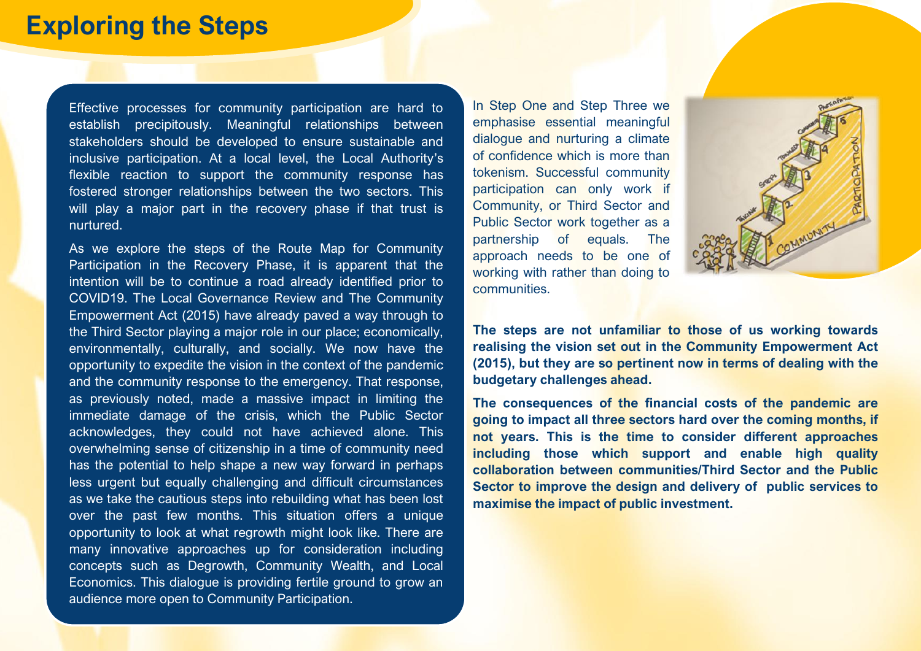# Exploring the Steps

Effective processes for community participation are hard to establish precipitously. Meaningful relationships between stakeholders should be developed to ensure sustainable and inclusive participation. At a local level, the Local Authority's flexible reaction to support the community response has fostered stronger relationships between the two sectors. This will play a major part in the recovery phase if that trust is nurtured.

As we explore the steps of the Route Map for Community Participation in the Recovery Phase, it is apparent that the intention will be to continue a road already identified prior to COVID19. The Local Governance Review and The Community Empowerment Act (2015) have already paved a way through to the Third Sector playing a major role in our place; economically, environmentally, culturally, and socially. We now have the opportunity to expedite the vision in the context of the pandemic and the community response to the emergency. That response, as previously noted, made a massive impact in limiting the immediate damage of the crisis, which the Public Sector acknowledges, they could not have achieved alone. This overwhelming sense of citizenship in a time of community need has the potential to help shape a new way forward in perhaps less urgent but equally challenging and difficult circumstances as we take the cautious steps into rebuilding what has been lost over the past few months. This situation offers a unique opportunity to look at what regrowth might look like. There are many innovative approaches up for consideration including concepts such as Degrowth, Community Wealth, and Local Economics. This dialogue is providing fertile ground to grow an audience more open to Community Participation.

In Step One and Step Three we emphasise essential meaningful dialogue and nurturing a climate of confidence which is more than tokenism. Successful community participation can only work if Community, or Third Sector and Public Sector work together as a partnership of equals. The approach needs to be one of working with rather than doing to communities.

**The steps are not unfamiliar to those of us working towards realising the vision set out in the Community Empowerment Act (2015), but they are so pertinent now in terms of dealing with the budgetary challenges ahead.**

**The consequences of the financial costs of the pandemic are going to impact all three sectors hard over the coming months, if not years. This is the time to consider different approaches including those which support and enable high quality collaboration between communities/Third Sector and the Public Sector to improve the design and delivery of public services to maximise the impact of public investment.**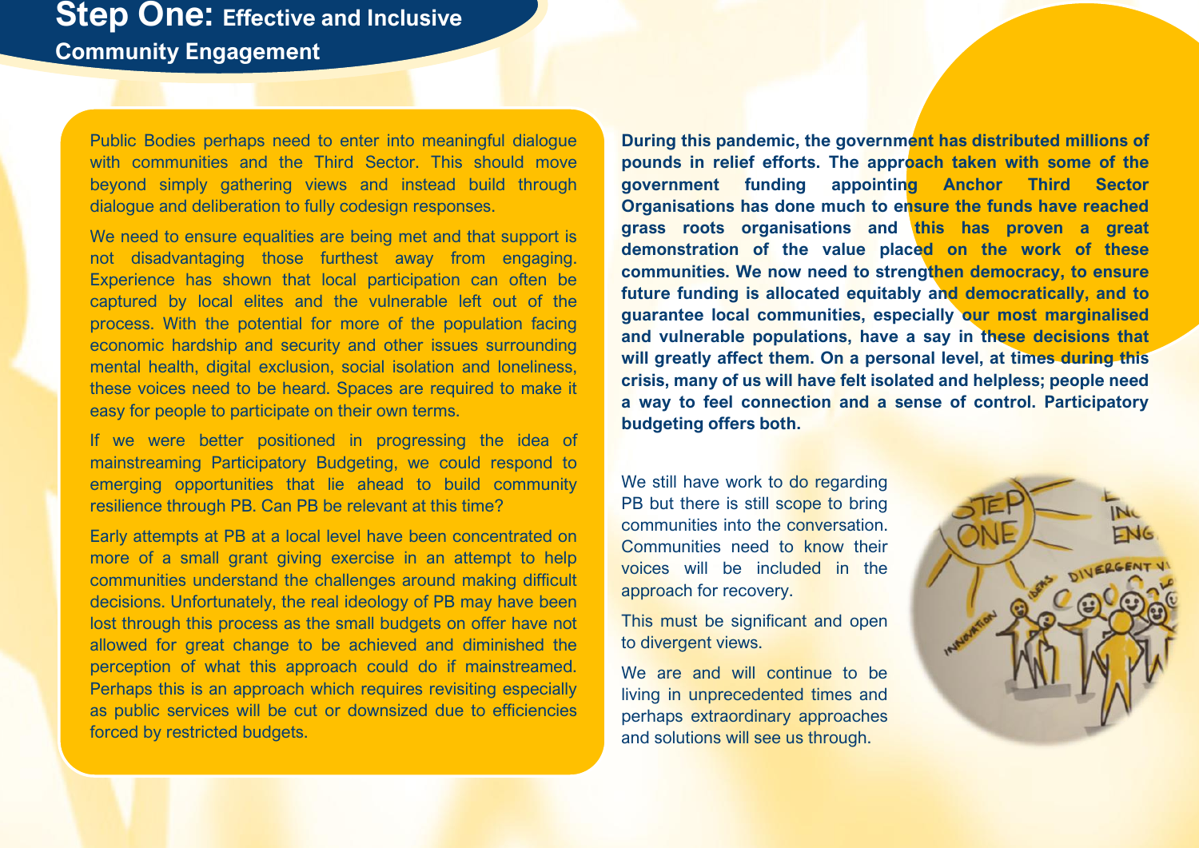# Step One: Effective and Inclusive Community Engagement

Public Bodies perhaps need to enter into meaningful dialogue with communities and the Third Sector. This should move beyond simply gathering views and instead build through dialogue and deliberation to fully codesign responses.

We need to ensure equalities are being met and that support is not disadvantaging those furthest away from engaging. Experience has shown that local participation can often be captured by local elites and the vulnerable left out of the process. With the potential for more of the population facing economic hardship and security and other issues surrounding mental health, digital exclusion, social isolation and loneliness, these voices need to be heard. Spaces are required to make it easy for people to participate on their own terms.

If we were better positioned in progressing the idea of mainstreaming Participatory Budgeting, we could respond to emerging opportunities that lie ahead to build community resilience through PB. Can PB be relevant at this time?

Early attempts at PB at a local level have been concentrated on more of a small grant giving exercise in an attempt to help communities understand the challenges around making difficult decisions. Unfortunately, the real ideology of PB may have been lost through this process as the small budgets on offer have not allowed for great change to be achieved and diminished the perception of what this approach could do if mainstreamed. Perhaps this is an approach which requires revisiting especially as public services will be cut or downsized due to efficiencies forced by restricted budgets.

**During this pandemic, the government has distributed millions of pounds in relief efforts. The approach taken with some of the government funding appointing Anchor Third Sector Organisations has done much to ensure the funds have reached grass roots organisations and this has proven a great demonstration of the value placed on the work of these communities. We now need to strengthen democracy, to ensure future funding is allocated equitably and democratically, and to guarantee local communities, especially our most marginalised and vulnerable populations, have a say in these decisions that will greatly affect them. On a personal level, at times during this crisis, many of us will have felt isolated and helpless; people need a way to feel connection and a sense of control. Participatory budgeting offers both.**

We still have work to do regarding PB but there is still scope to bring communities into the conversation. Communities need to know their voices will be included in the approach for recovery.

This must be significant and open to divergent views.

We are and will continue to be living in unprecedented times and perhaps extraordinary approaches and solutions will see us through.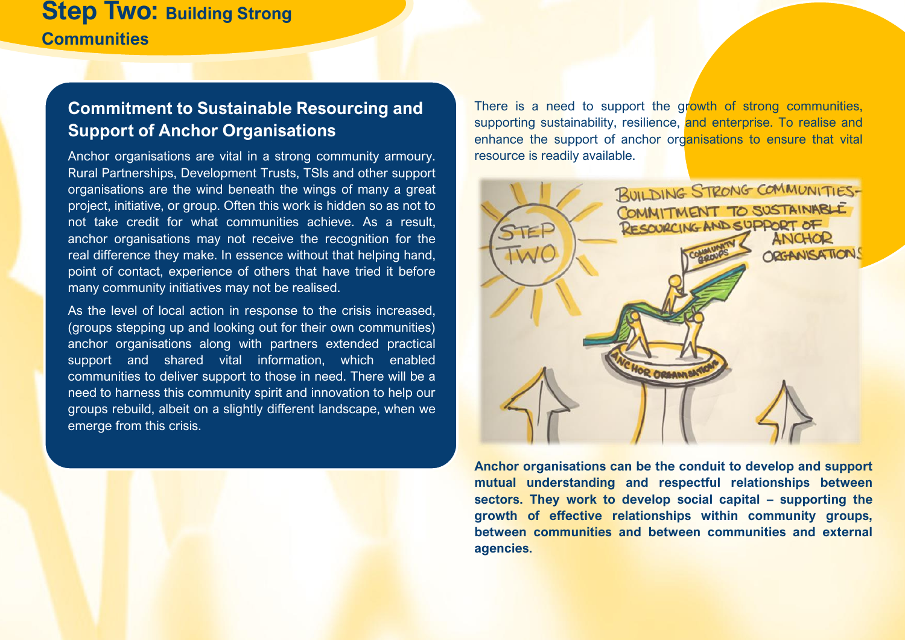# Step Two: Building Strong Communities

## Commitment to Sustainable Resourcing and Support of Anchor Organisations

Anchor organisations are vital in a strong community armoury. Rural Partnerships, Development Trusts, TSIs and other support organisations are the wind beneath the wings of many a great project, initiative, or group. Often this work is hidden so as not to not take credit for what communities achieve. As a result, anchor organisations may not receive the recognition for the real difference they make. In essence without that helping hand, point of contact, experience of others that have tried it before many community initiatives may not be realised.

As the level of local action in response to the crisis increased, (groups stepping up and looking out for their own communities) anchor organisations along with partners extended practical support and shared vital information, which enabled communities to deliver support to those in need. There will be a need to harness this community spirit and innovation to help our groups rebuild, albeit on a slightly different landscape, when we emerge from this crisis.

There is a need to support the growth of strong communities, supporting sustainability, resilience, and enterprise. To realise and enhance the support of anchor organisations to ensure that vital resource is readily available.

**Anchor organisations can be the conduit to develop and support mutual understanding and respectful relationships between sectors. They work to develop social capital – supporting the growth of effective relationships within community groups, between communities and between communities and external agencies.**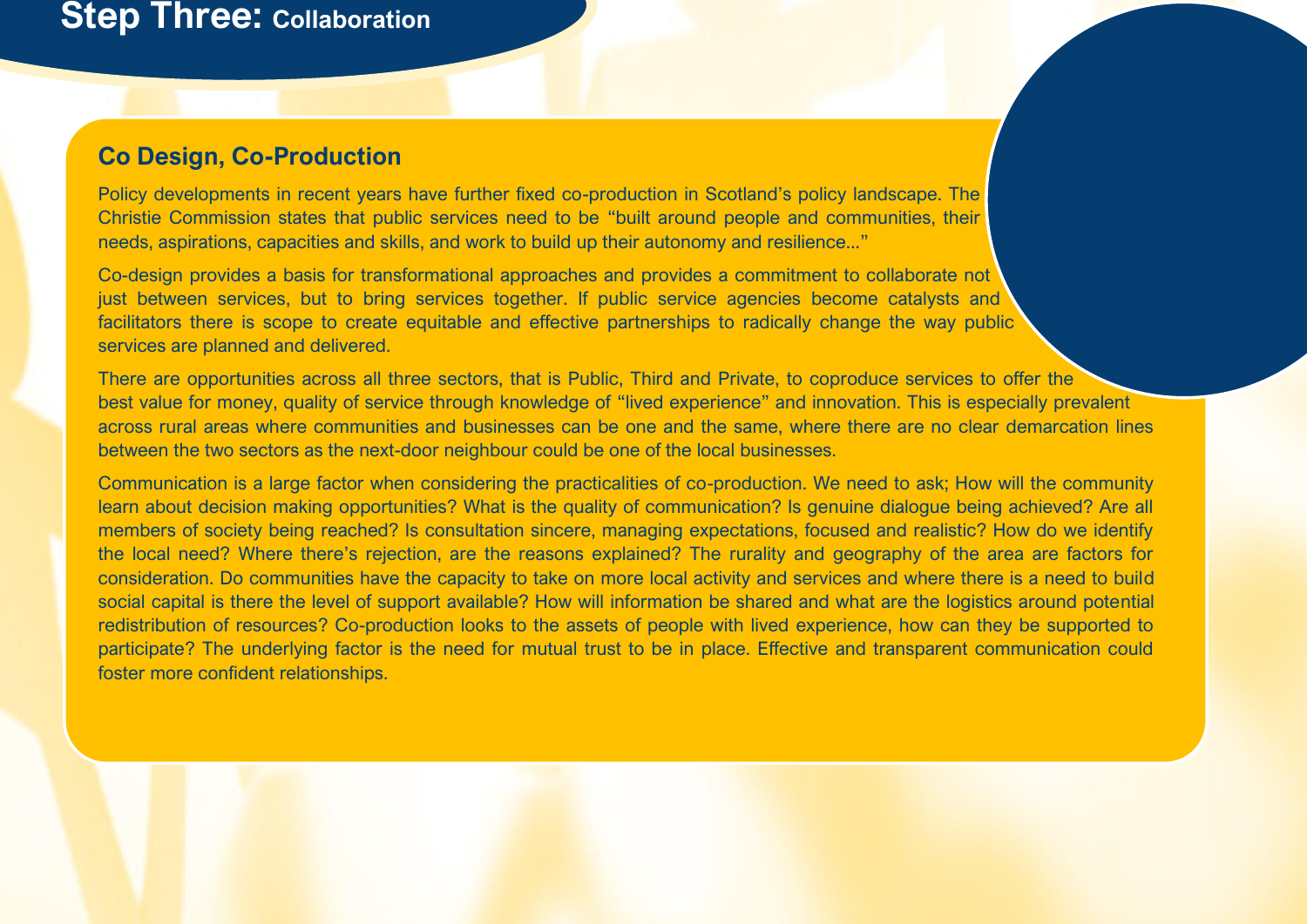# Step Three: Collaboration

## Co Design, Co-Production

Policy developments in recent years have further fixed co-production in Scotland's policy landscape. The Christie Commission states that public services need to be "built around people and communities, their needs, aspirations, capacities and skills, and work to build up their autonomy and resilience..."

Co-design provides a basis for transformational approaches and provides a commitment to collaborate not just between services, but to bring services together. If public service agencies become catalysts and facilitators there is scope to create equitable and effective partnerships to radically change the way public services are planned and delivered.

There are opportunities across all three sectors, that is Public, Third and Private, to coproduce services to offer the best value for money, quality of service through knowledge of "lived experience" and innovation. This is especially prevalent across rural areas where communities and businesses can be one and the same, where there are no clear demarcation lines between the two sectors as the next-door neighbour could be one of the local businesses.

Communication is a large factor when considering the practicalities of co-production. We need to ask; How will the community learn about decision making opportunities? What is the quality of communication? Is genuine dialogue being achieved? Are all members of society being reached? Is consultation sincere, managing expectations, focused and realistic? How do we identify the local need? Where there's rejection, are the reasons explained? The rurality and geography of the area are factors for consideration. Do communities have the capacity to take on more local activity and services and where there is a need to build social capital is there the level of support available? How will information be shared and what are the logistics around potential redistribution of resources? Co-production looks to the assets of people with lived experience, how can they be supported to participate? The underlying factor is the need for mutual trust to be in place. Effective and transparent communication could foster more confident relationships.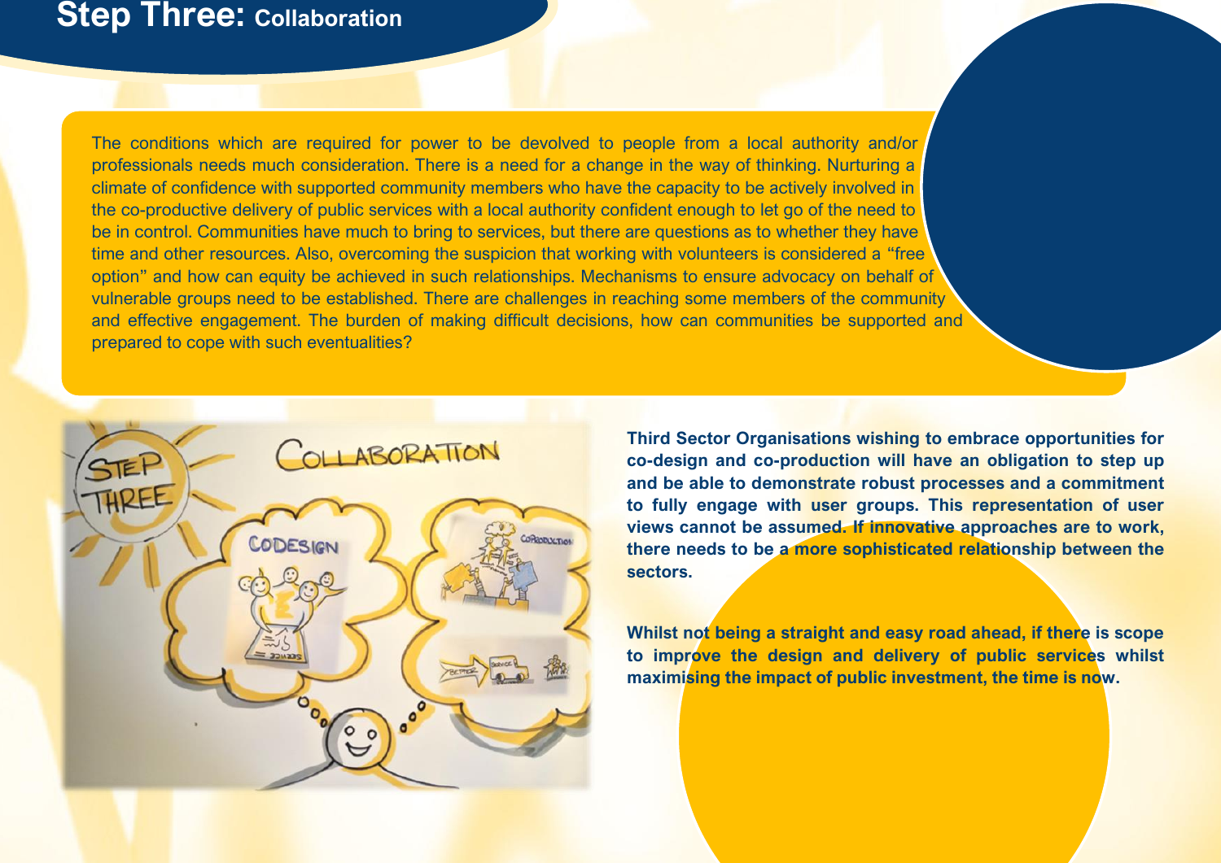## Step Three: Collaboration

The conditions which are required for power to be devolved to people from a local authority and/or professionals needs much consideration. There is a need for a change in the way of thinking. Nurturing a climate of confidence with supported community members who have the capacity to be actively involved in the co-productive delivery of public services with a local authority confident enough to let go of the need to be in control. Communities have much to bring to services, but there are questions as to whether they have time and other resources. Also, overcoming the suspicion that working with volunteers is considered a "free option" and how can equity be achieved in such relationships. Mechanisms to ensure advocacy on behalf of vulnerable groups need to be established. There are challenges in reaching some members of the community and effective engagement. The burden of making difficult decisions, how can communities be supported and prepared to cope with such eventualities?

**Third Sector Organisations wishing to embrace opportunities for co-design and co-production will have an obligation to step up and be able to demonstrate robust processes and a commitment to fully engage with user groups. This representation of user views cannot be assumed. If innovative approaches are to work, there needs to be a more sophisticated relationship between the sectors.**

**Whilst not being a straight and easy road ahead, if there is scope to improve the design and delivery of public services whilst maximising the impact of public investment, the time is now.**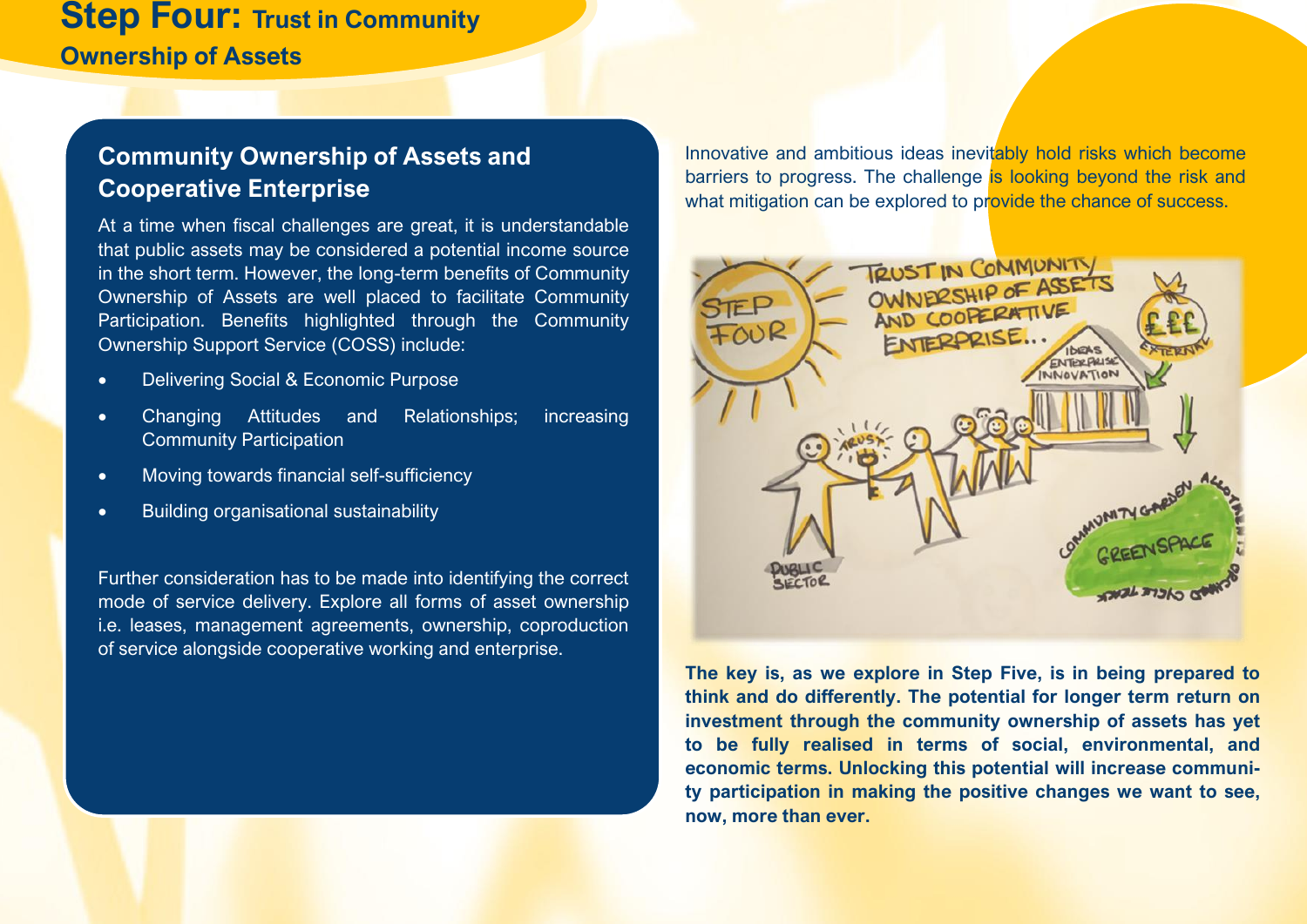# Step Four: Trust in Community Ownership of Assets

## Community Ownership of Assets and Cooperative Enterprise

At a time when fiscal challenges are great, it is understandable that public assets may be considered a potential income source in the short term. However, the long-term benefits of Community Ownership of Assets are well placed to facilitate Community Participation. Benefits highlighted through the Community Ownership Support Service (COSS) include:

- Delivering Social & Economic Purpose
- Changing Attitudes and Relationships; increasing Community Participation
- Moving towards financial self-sufficiency
- Building organisational sustainability

Further consideration has to be made into identifying the correct mode of service delivery. Explore all forms of asset ownership i.e. leases, management agreements, ownership, coproduction of service alongside cooperative working and enterprise.

Innovative and ambitious ideas inevitably hold risks which become barriers to progress. The challenge is looking beyond the risk and what mitigation can be explored to provide the chance of success.

**The key is, as we explore in Step Five, is in being prepared to think and do differently. The potential for longer term return on investment through the community ownership of assets has yet to be fully realised in terms of social, environmental, and economic terms. Unlocking this potential will increase community participation in making the positive changes we want to see, now, more than ever.**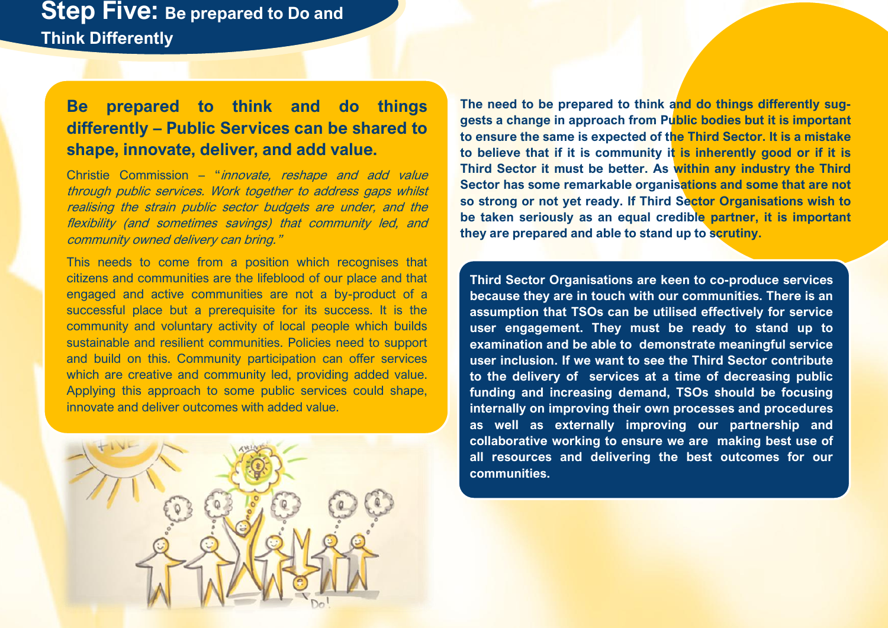# Step Five: Be prepared to Do and Think Differently

## Be prepared to think and do things differently – Public Services can be shared to shape, innovate, deliver, and add value.

Christie Commission – "*innovate, reshape and add value through public services. Work together to address gaps whilst realising the strain public sector budgets are under, and the flexibility (and sometimes savings) that community led, and community owned delivery can bring.*"

This needs to come from a position which recognises that citizens and communities are the lifeblood of our place and that engaged and active communities are not a by-product of a successful place but a prerequisite for its success. It is the community and voluntary activity of local people which builds sustainable and resilient communities. Policies need to support and build on this. Community participation can offer services which are creative and community led, providing added value. Applying this approach to some public services could shape, innovate and deliver outcomes with added value.

**The need to be prepared to think and do things differently suggests a change in approach from Public bodies but it is important to ensure the same is expected of the Third Sector. It is a mistake to believe that if it is community it is inherently good or if it is Third Sector it must be better. As within any industry the Third Sector has some remarkable organisations and some that are not so strong or not yet ready. If Third Sector Organisations wish to be taken seriously as an equal credible partner, it is important they are prepared and able to stand up to scrutiny.**

**Third Sector Organisations are keen to co-produce services because they are in touch with our communities. There is an assumption that TSOs can be utilised effectively for service user engagement. They must be ready to stand up to examination and be able to demonstrate meaningful service user inclusion. If we want to see the Third Sector contribute to the delivery of services at a time of decreasing public funding and increasing demand, TSOs should be focusing internally on improving their own processes and procedures as well as externally improving our partnership and collaborative working to ensure we are making best use of all resources and delivering the best outcomes for our communities.**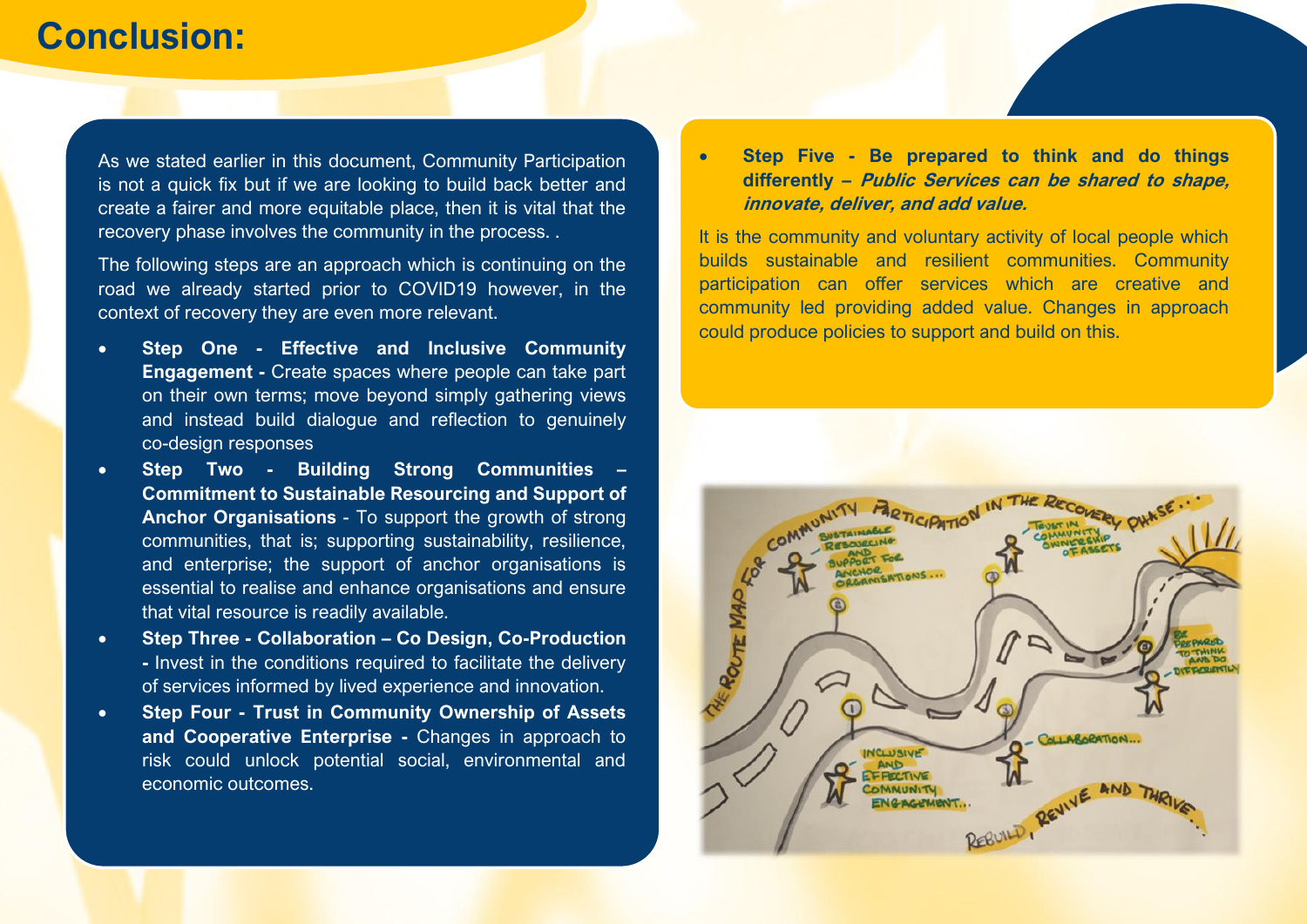# Conclusion:

As we stated earlier in this document, Community Participation is not a quick fix but if we are looking to build back better and create a fairer and more equitable place, then it is vital that the recovery phase involves the community in the process. .

The following steps are an approach which is continuing on the road we already started prior to COVID19 however, in the context of recovery they are even more relevant.

- **Step One - Effective and Inclusive Community Engagement -** Create spaces where people can take part on their own terms; move beyond simply gathering views and instead build dialogue and reflection to genuinely co-design responses
- **Step Two - Building Strong Communities – Commitment to Sustainable Resourcing and Support of Anchor Organisations** - To support the growth of strong communities, that is; supporting sustainability, resilience, and enterprise; the support of anchor organisations is essential to realise and enhance organisations and ensure that vital resource is readily available.
- **Step Three - Collaboration – Co Design, Co-Production -** Invest in the conditions required to facilitate the delivery of services informed by lived experience and innovation.
- **Step Four - Trust in Community Ownership of Assets and Cooperative Enterprise -** Changes in approach to risk could unlock potential social, environmental and economic outcomes.
- **Step Five - Be prepared to think and do things differently –** ***Public Services can be shared to shape, innovate, deliver, and add value.***

It is the community and voluntary activity of local people which builds sustainable and resilient communities. Community participation can offer services which are creative and community led providing added value. Changes in approach could produce policies to support and build on this.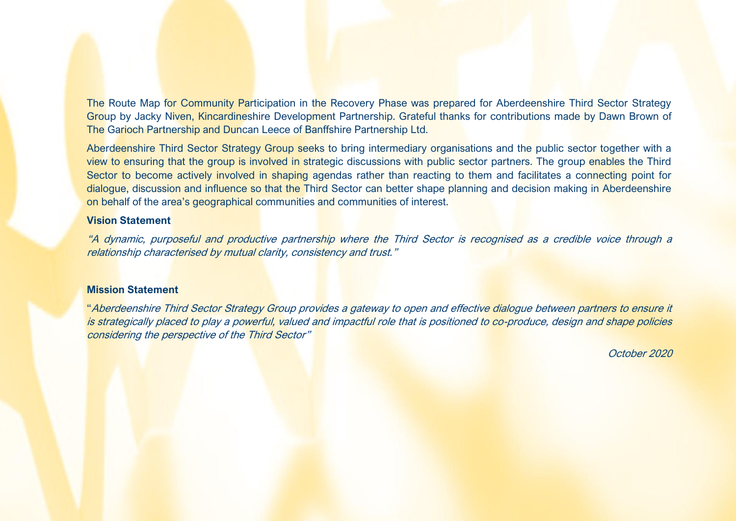The Route Map for Community Participation in the Recovery Phase was prepared for Aberdeenshire Third Sector Strategy Group by Jacky Niven, Kincardineshire Development Partnership. Grateful thanks for contributions made by Dawn Brown of The Garioch Partnership and Duncan Leece of Banffshire Partnership Ltd.

Aberdeenshire Third Sector Strategy Group seeks to bring intermediary organisations and the public sector together with a view to ensuring that the group is involved in strategic discussions with public sector partners. The group enables the Third Sector to become actively involved in shaping agendas rather than reacting to them and facilitates a connecting point for dialogue, discussion and influence so that the Third Sector can better shape planning and decision making in Aberdeenshire on behalf of the area's geographical communities and communities of interest.

**Vision Statement**

*"A dynamic, purposeful and productive partnership where the Third Sector is recognised as a credible voice through a relationship characterised by mutual clarity, consistency and trust."*

**Mission Statement**

"*Aberdeenshire Third Sector Strategy Group provides a gateway to open and effective dialogue between partners to ensure it is strategically placed to play a powerful, valued and impactful role that is positioned to co-produce, design and shape policies considering the perspective of the Third Sector"*

*October 2020*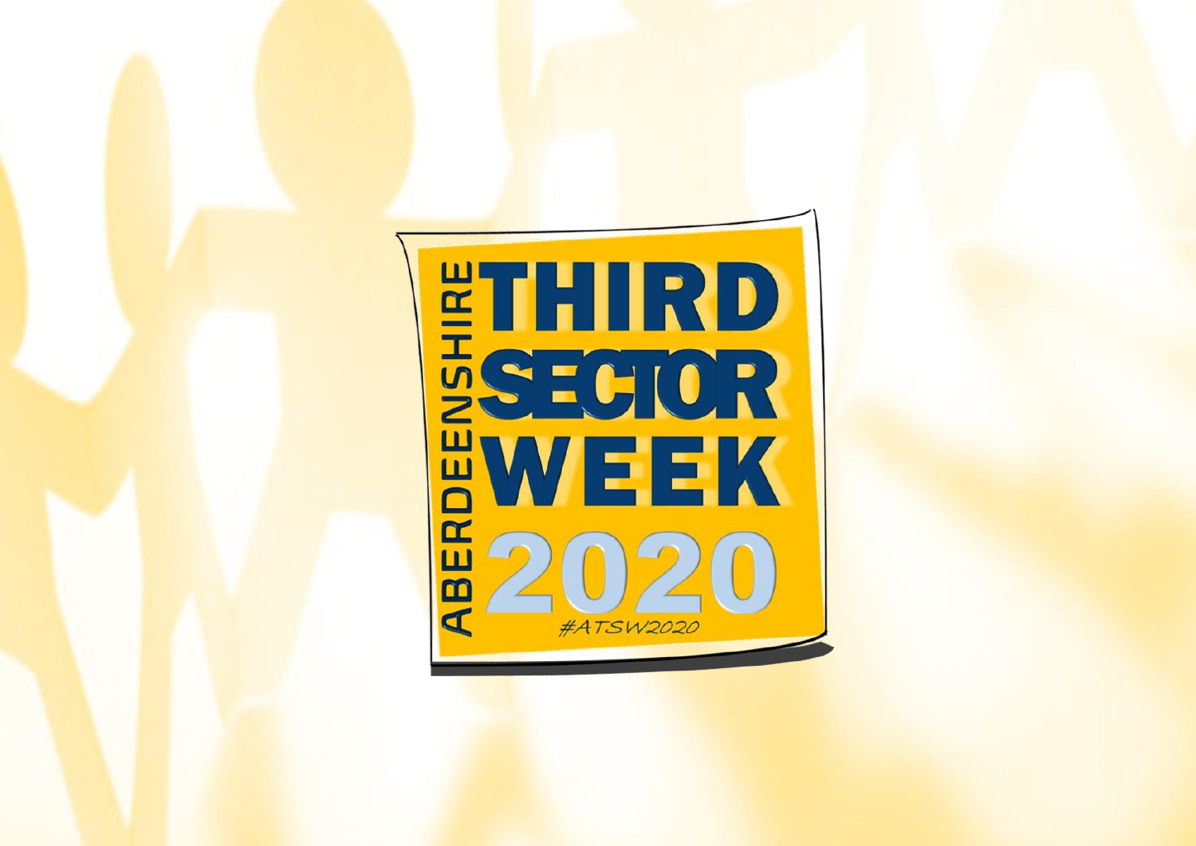ABERDEENSHIRE

THIRD SECTOR WEEK 2020

#ATSW2020